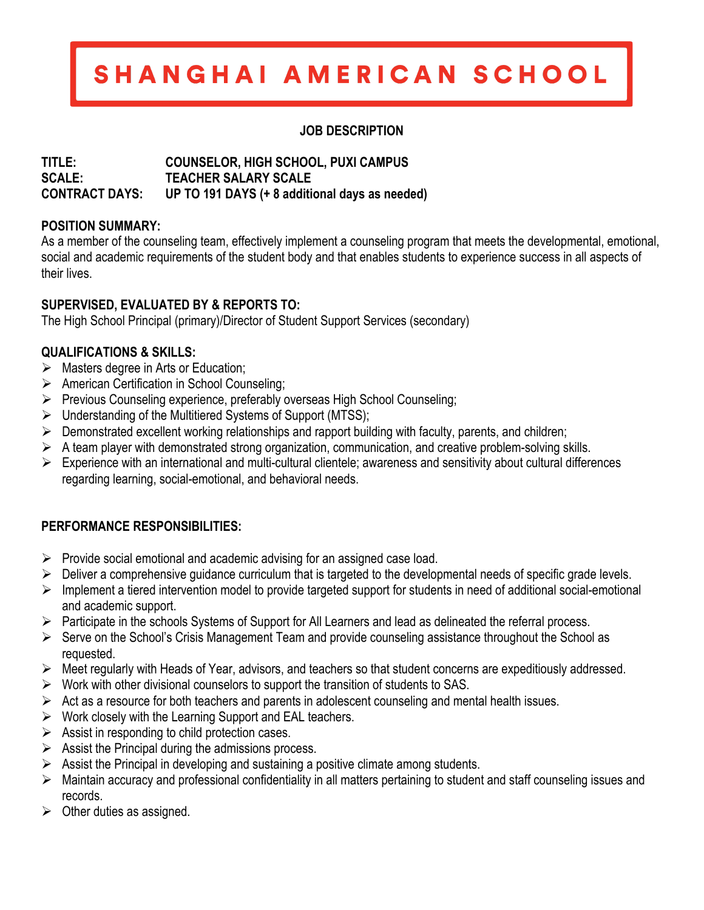# SHANGHAI AMERICAN SCHOOL

## JOB DESCRIPTION

**TITLE:** COUNSELOR, HIGH SCHOOL, PUXI CAMPUS
**SCALE:** TEACHER SALARY SCALE
**CONTRACT DAYS:** UP TO 191 DAYS (+ 8 additional days as needed)

**POSITION SUMMARY:**
As a member of the counseling team, effectively implement a counseling program that meets the developmental, emotional, social and academic requirements of the student body and that enables students to experience success in all aspects of their lives.

**SUPERVISED, EVALUATED BY & REPORTS TO:**
The High School Principal (primary)/Director of Student Support Services (secondary)

**QUALIFICATIONS & SKILLS:**

- Masters degree in Arts or Education;
- American Certification in School Counseling;
- Previous Counseling experience, preferably overseas High School Counseling;
- Understanding of the Multitiered Systems of Support (MTSS);
- Demonstrated excellent working relationships and rapport building with faculty, parents, and children;
- A team player with demonstrated strong organization, communication, and creative problem-solving skills.
- Experience with an international and multi-cultural clientele; awareness and sensitivity about cultural differences regarding learning, social-emotional, and behavioral needs.

**PERFORMANCE RESPONSIBILITIES:**

- Provide social emotional and academic advising for an assigned case load.
- Deliver a comprehensive guidance curriculum that is targeted to the developmental needs of specific grade levels.
- Implement a tiered intervention model to provide targeted support for students in need of additional social-emotional and academic support.
- Participate in the schools Systems of Support for All Learners and lead as delineated the referral process.
- Serve on the School's Crisis Management Team and provide counseling assistance throughout the School as requested.
- Meet regularly with Heads of Year, advisors, and teachers so that student concerns are expeditiously addressed.
- Work with other divisional counselors to support the transition of students to SAS.
- Act as a resource for both teachers and parents in adolescent counseling and mental health issues.
- Work closely with the Learning Support and EAL teachers.
- Assist in responding to child protection cases.
- Assist the Principal during the admissions process.
- Assist the Principal in developing and sustaining a positive climate among students.
- Maintain accuracy and professional confidentiality in all matters pertaining to student and staff counseling issues and records.
- Other duties as assigned.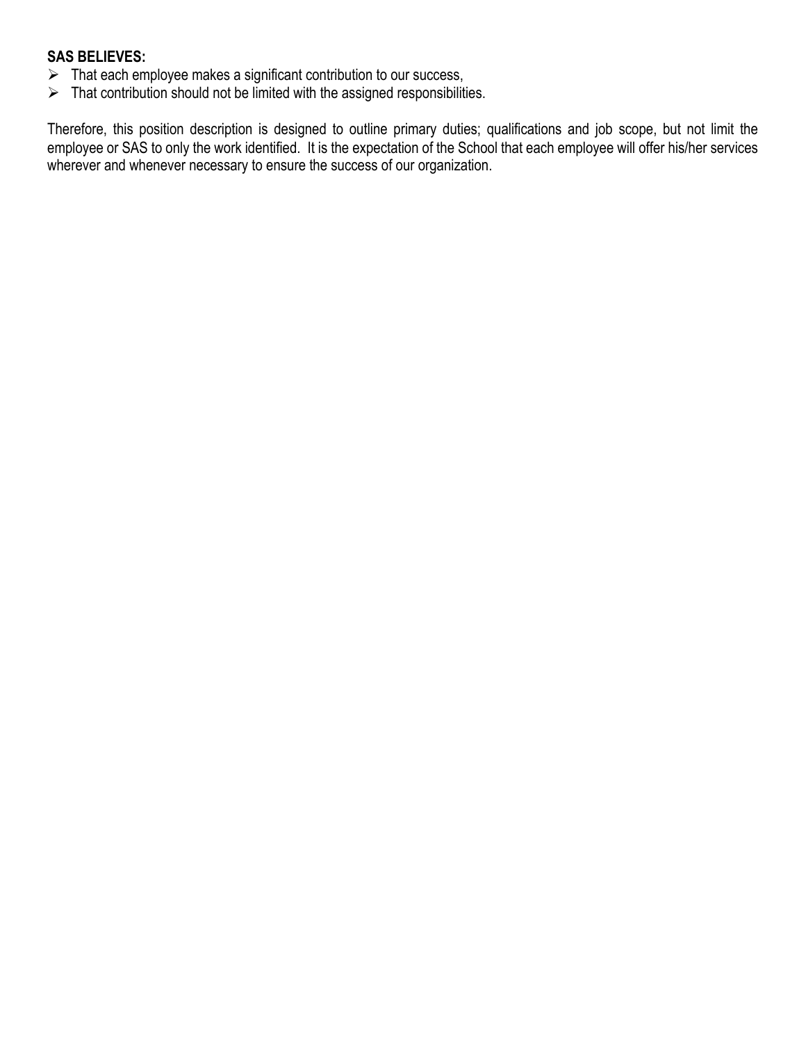**SAS BELIEVES:**

- That each employee makes a significant contribution to our success,
- That contribution should not be limited with the assigned responsibilities.

Therefore, this position description is designed to outline primary duties; qualifications and job scope, but not limit the employee or SAS to only the work identified. It is the expectation of the School that each employee will offer his/her services wherever and whenever necessary to ensure the success of our organization.